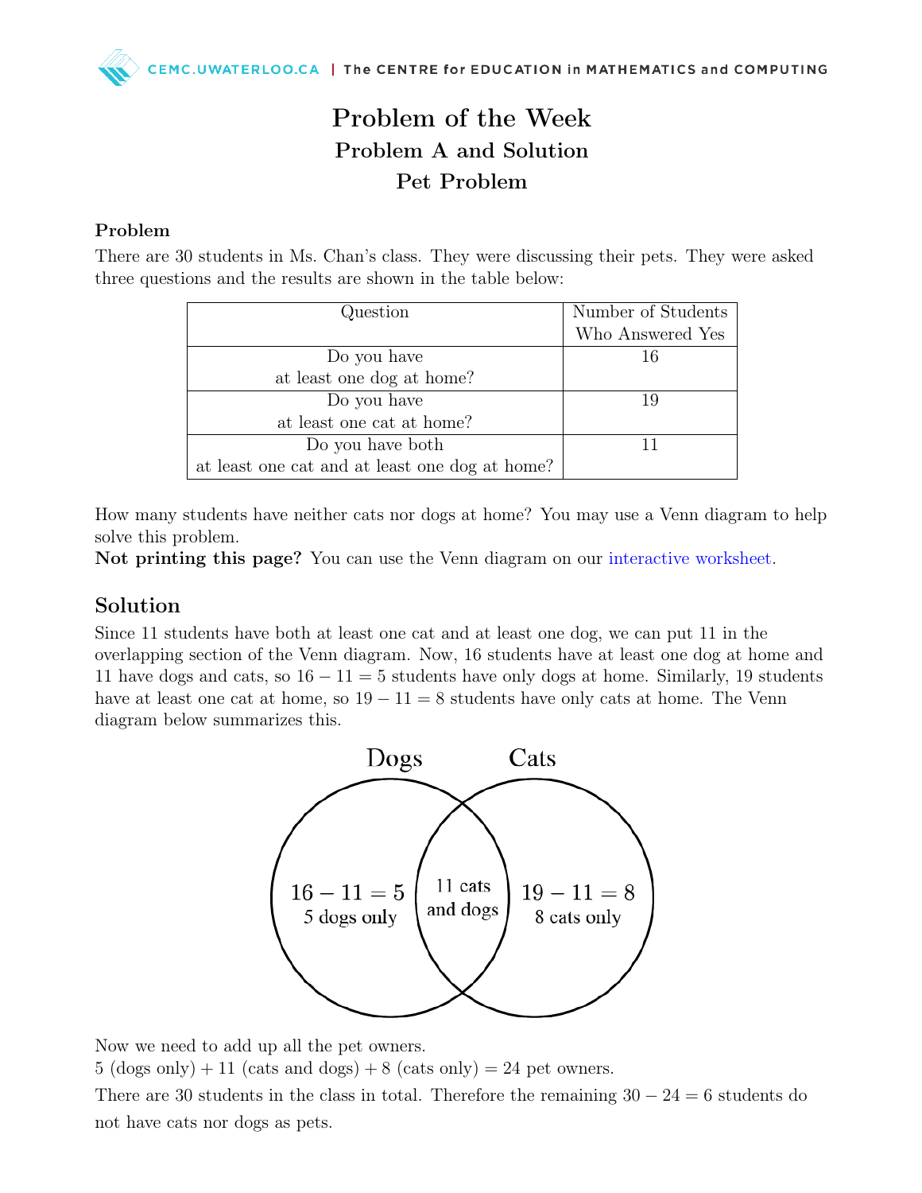# Problem of the Week

## Problem A and Solution

## Pet Problem

### Problem

There are 30 students in Ms. Chan's class. They were discussing their pets. They were asked three questions and the results are shown in the table below:

| Question | Number of Students Who Answered Yes |
|---|---|
| Do you have at least one dog at home? | 16 |
| Do you have at least one cat at home? | 19 |
| Do you have both at least one cat and at least one dog at home? | 11 |

How many students have neither cats nor dogs at home? You may use a Venn diagram to help solve this problem.

**Not printing this page?** You can use the Venn diagram on our interactive worksheet.

## Solution

Since 11 students have both at least one cat and at least one dog, we can put 11 in the overlapping section of the Venn diagram. Now, 16 students have at least one dog at home and 11 have dogs and cats, so $16 - 11 = 5$ students have only dogs at home. Similarly, 19 students have at least one cat at home, so $19 - 11 = 8$ students have only cats at home. The Venn diagram below summarizes this.

Dogs: $16 - 11 = 5$, 5 dogs only
Dogs and Cats: 11 cats and dogs
Cats: $19 - 11 = 8$, 8 cats only

Now we need to add up all the pet owners.
5 (dogs only) + 11 (cats and dogs) + 8 (cats only) = 24 pet owners.

There are 30 students in the class in total. Therefore the remaining $30 - 24 = 6$ students do not have cats nor dogs as pets.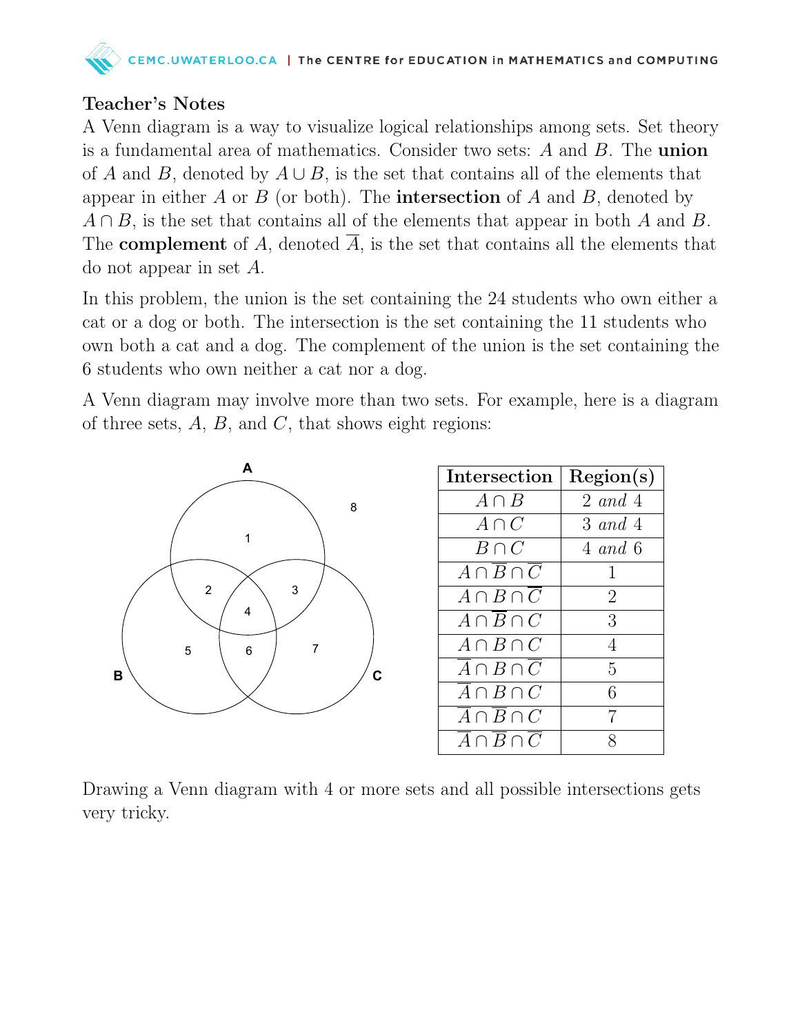**Teacher's Notes**

A Venn diagram is a way to visualize logical relationships among sets. Set theory is a fundamental area of mathematics. Consider two sets: $A$ and $B$. The **union** of $A$ and $B$, denoted by $A \cup B$, is the set that contains all of the elements that appear in either $A$ or $B$ (or both). The **intersection** of $A$ and $B$, denoted by $A \cap B$, is the set that contains all of the elements that appear in both $A$ and $B$. The **complement** of $A$, denoted $\overline{A}$, is the set that contains all the elements that do not appear in set $A$.

In this problem, the union is the set containing the 24 students who own either a cat or a dog or both. The intersection is the set containing the 11 students who own both a cat and a dog. The complement of the union is the set containing the 6 students who own neither a cat nor a dog.

A Venn diagram may involve more than two sets. For example, here is a diagram of three sets, $A$, $B$, and $C$, that shows eight regions:

A

8

1

2

3

4

5

6

7

B

C

| Intersection | Region(s) |
|---|---|
| $A \cap B$ | 2 *and* 4 |
| $A \cap C$ | 3 *and* 4 |
| $B \cap C$ | 4 *and* 6 |
| $A \cap \overline{B} \cap \overline{C}$ | 1 |
| $A \cap B \cap \overline{C}$ | 2 |
| $A \cap \overline{B} \cap C$ | 3 |
| $A \cap B \cap C$ | 4 |
| $\overline{A} \cap B \cap \overline{C}$ | 5 |
| $\overline{A} \cap B \cap C$ | 6 |
| $\overline{A} \cap \overline{B} \cap C$ | 7 |
| $\overline{A} \cap \overline{B} \cap \overline{C}$ | 8 |

Drawing a Venn diagram with 4 or more sets and all possible intersections gets very tricky.